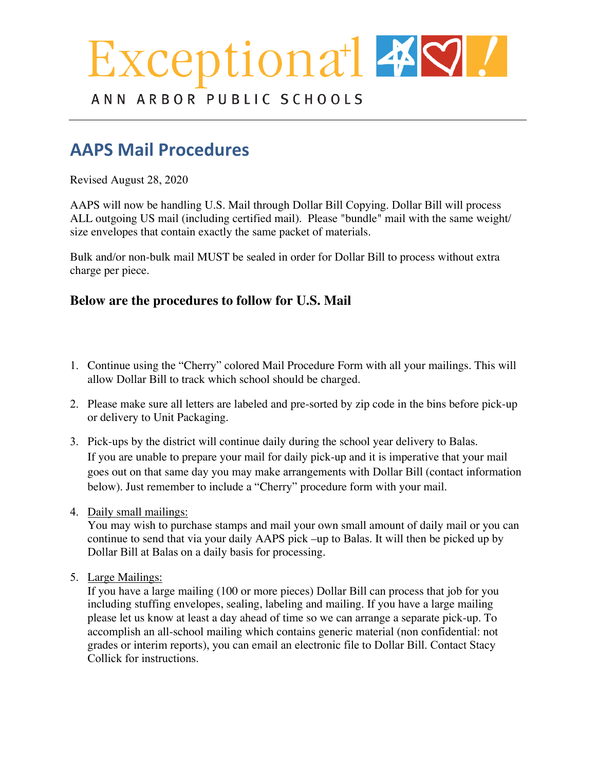# Exceptional

ANN ARBOR PUBLIC SCHOOLS

## AAPS Mail Procedures

Revised August 28, 2020

AAPS will now be handling U.S. Mail through Dollar Bill Copying. Dollar Bill will process ALL outgoing US mail (including certified mail). Please "bundle" mail with the same weight/ size envelopes that contain exactly the same packet of materials.

Bulk and/or non-bulk mail MUST be sealed in order for Dollar Bill to process without extra charge per piece.

### Below are the procedures to follow for U.S. Mail

1. Continue using the "Cherry" colored Mail Procedure Form with all your mailings. This will allow Dollar Bill to track which school should be charged.

2. Please make sure all letters are labeled and pre-sorted by zip code in the bins before pick-up or delivery to Unit Packaging.

3. Pick-ups by the district will continue daily during the school year delivery to Balas. If you are unable to prepare your mail for daily pick-up and it is imperative that your mail goes out on that same day you may make arrangements with Dollar Bill (contact information below). Just remember to include a "Cherry" procedure form with your mail.

4. Daily small mailings:
   You may wish to purchase stamps and mail your own small amount of daily mail or you can continue to send that via your daily AAPS pick –up to Balas. It will then be picked up by Dollar Bill at Balas on a daily basis for processing.

5. Large Mailings:
   If you have a large mailing (100 or more pieces) Dollar Bill can process that job for you including stuffing envelopes, sealing, labeling and mailing. If you have a large mailing please let us know at least a day ahead of time so we can arrange a separate pick-up. To accomplish an all-school mailing which contains generic material (non confidential: not grades or interim reports), you can email an electronic file to Dollar Bill. Contact Stacy Collick for instructions.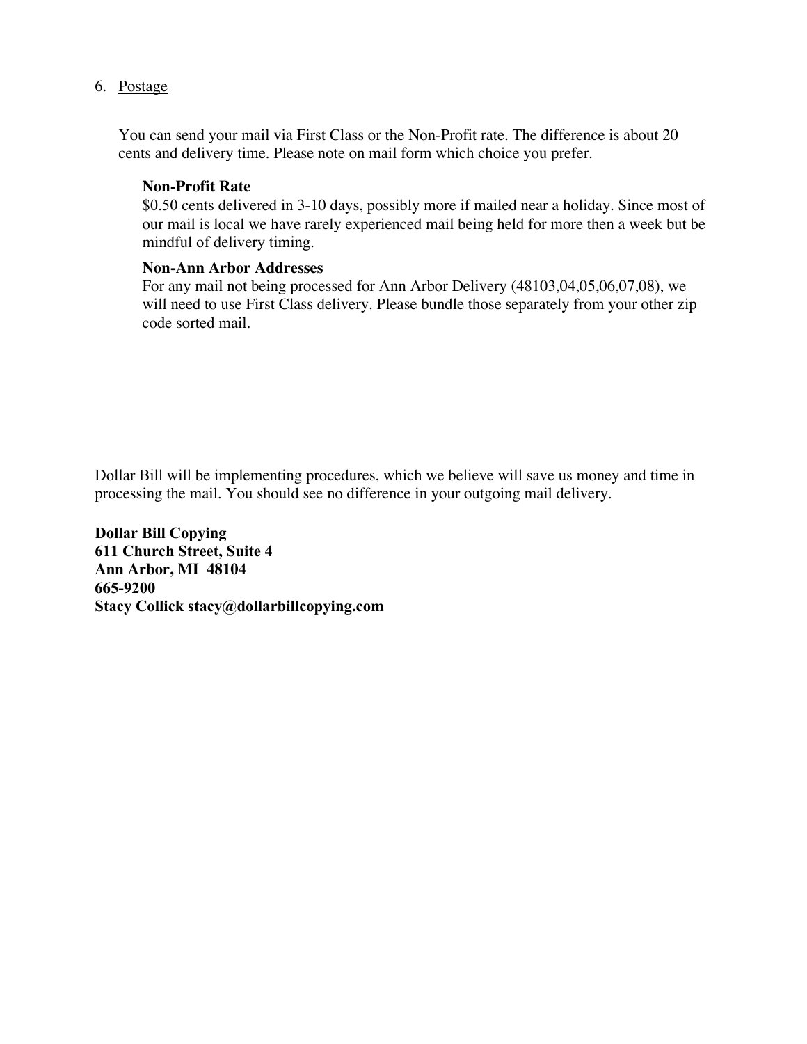6. <u>Postage</u>

You can send your mail via First Class or the Non-Profit rate. The difference is about 20 cents and delivery time. Please note on mail form which choice you prefer.

**Non-Profit Rate**
$0.50 cents delivered in 3-10 days, possibly more if mailed near a holiday. Since most of our mail is local we have rarely experienced mail being held for more then a week but be mindful of delivery timing.

**Non-Ann Arbor Addresses**
For any mail not being processed for Ann Arbor Delivery (48103,04,05,06,07,08), we will need to use First Class delivery. Please bundle those separately from your other zip code sorted mail.

Dollar Bill will be implementing procedures, which we believe will save us money and time in processing the mail. You should see no difference in your outgoing mail delivery.

**Dollar Bill Copying**
**611 Church Street, Suite 4**
**Ann Arbor, MI 48104**
**665-9200**
**Stacy Collick stacy@dollarbillcopying.com**